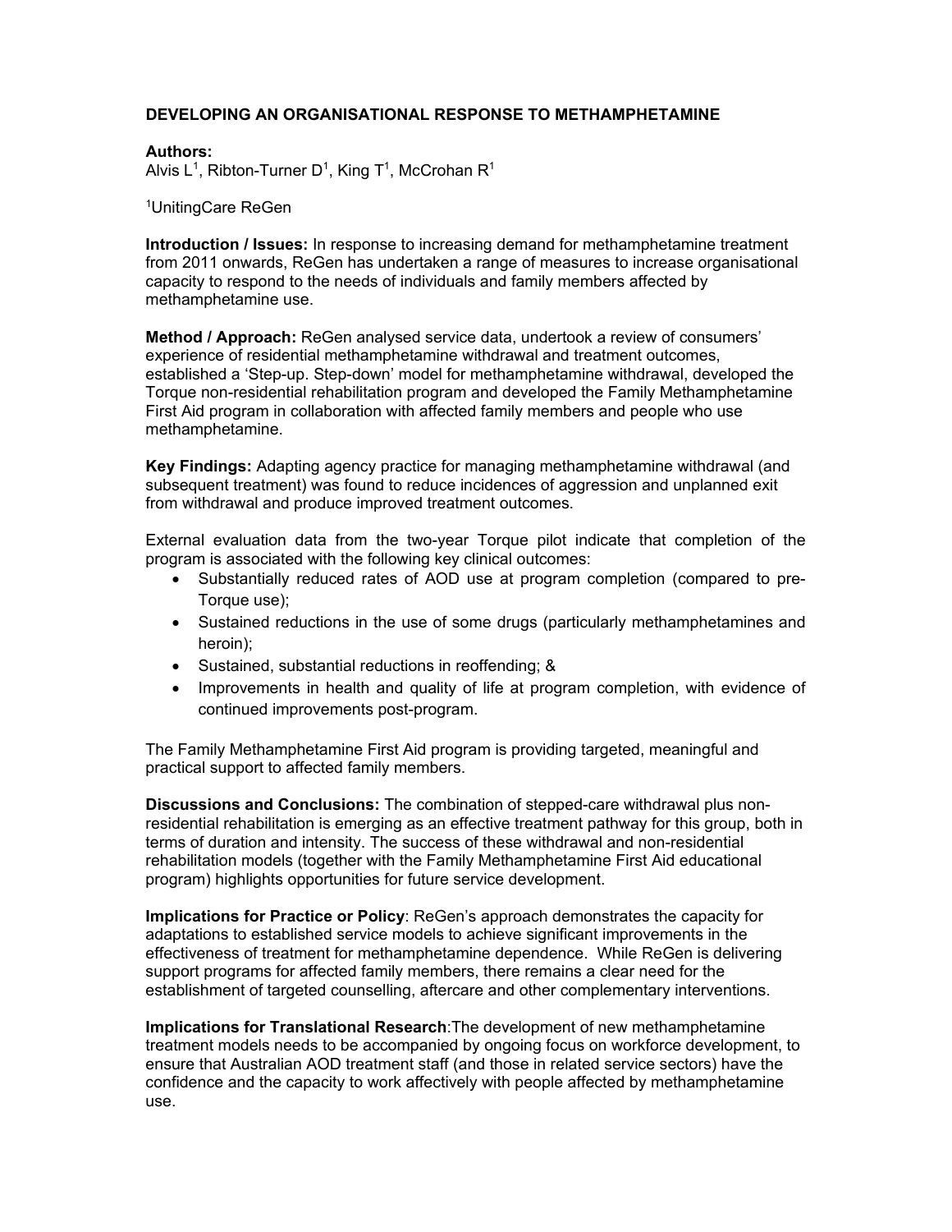# DEVELOPING AN ORGANISATIONAL RESPONSE TO METHAMPHETAMINE

**Authors:**
Alvis L[1], Ribton-Turner D[1], King T[1], McCrohan R[1]

[1]UnitingCare ReGen

**Introduction / Issues:** In response to increasing demand for methamphetamine treatment from 2011 onwards, ReGen has undertaken a range of measures to increase organisational capacity to respond to the needs of individuals and family members affected by methamphetamine use.

**Method / Approach:** ReGen analysed service data, undertook a review of consumers' experience of residential methamphetamine withdrawal and treatment outcomes, established a 'Step-up. Step-down' model for methamphetamine withdrawal, developed the Torque non-residential rehabilitation program and developed the Family Methamphetamine First Aid program in collaboration with affected family members and people who use methamphetamine.

**Key Findings:** Adapting agency practice for managing methamphetamine withdrawal (and subsequent treatment) was found to reduce incidences of aggression and unplanned exit from withdrawal and produce improved treatment outcomes.

External evaluation data from the two-year Torque pilot indicate that completion of the program is associated with the following key clinical outcomes:

- Substantially reduced rates of AOD use at program completion (compared to pre-Torque use);
- Sustained reductions in the use of some drugs (particularly methamphetamines and heroin);
- Sustained, substantial reductions in reoffending; &
- Improvements in health and quality of life at program completion, with evidence of continued improvements post-program.

The Family Methamphetamine First Aid program is providing targeted, meaningful and practical support to affected family members.

**Discussions and Conclusions:** The combination of stepped-care withdrawal plus non-residential rehabilitation is emerging as an effective treatment pathway for this group, both in terms of duration and intensity. The success of these withdrawal and non-residential rehabilitation models (together with the Family Methamphetamine First Aid educational program) highlights opportunities for future service development.

**Implications for Practice or Policy**: ReGen's approach demonstrates the capacity for adaptations to established service models to achieve significant improvements in the effectiveness of treatment for methamphetamine dependence. While ReGen is delivering support programs for affected family members, there remains a clear need for the establishment of targeted counselling, aftercare and other complementary interventions.

**Implications for Translational Research**:The development of new methamphetamine treatment models needs to be accompanied by ongoing focus on workforce development, to ensure that Australian AOD treatment staff (and those in related service sectors) have the confidence and the capacity to work affectively with people affected by methamphetamine use.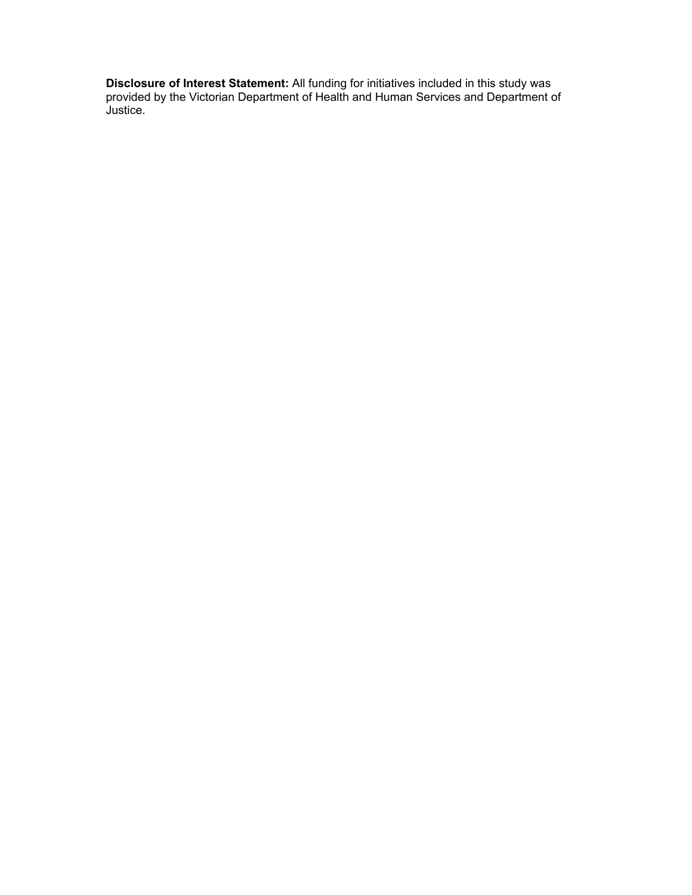**Disclosure of Interest Statement:** All funding for initiatives included in this study was provided by the Victorian Department of Health and Human Services and Department of Justice.